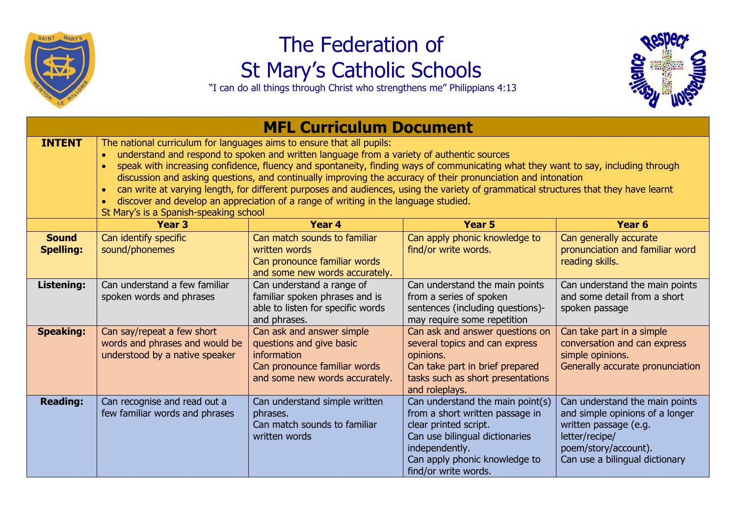# The Federation of St Mary's Catholic Schools

"I can do all things through Christ who strengthens me" Philippians 4:13

## MFL Curriculum Document

| **INTENT** | The national curriculum for languages aims to ensure that all pupils:<br>• understand and respond to spoken and written language from a variety of authentic sources<br>• speak with increasing confidence, fluency and spontaneity, finding ways of communicating what they want to say, including through discussion and asking questions, and continually improving the accuracy of their pronunciation and intonation<br>• can write at varying length, for different purposes and audiences, using the variety of grammatical structures that they have learnt<br>• discover and develop an appreciation of a range of writing in the language studied.<br>St Mary's is a Spanish-speaking school | | | |
|---|---|---|---|---|
| | **Year 3** | **Year 4** | **Year 5** | **Year 6** |
| **Sound Spelling:** | Can identify specific sound/phonemes | Can match sounds to familiar written words<br>Can pronounce familiar words and some new words accurately. | Can apply phonic knowledge to find/or write words. | Can generally accurate pronunciation and familiar word reading skills. |
| **Listening:** | Can understand a few familiar spoken words and phrases | Can understand a range of familiar spoken phrases and is able to listen for specific words and phrases. | Can understand the main points from a series of spoken sentences (including questions)- may require some repetition | Can understand the main points and some detail from a short spoken passage |
| **Speaking:** | Can say/repeat a few short words and phrases and would be understood by a native speaker | Can ask and answer simple questions and give basic information<br>Can pronounce familiar words and some new words accurately. | Can ask and answer questions on several topics and can express opinions.<br>Can take part in brief prepared tasks such as short presentations and roleplays. | Can take part in a simple conversation and can express simple opinions.<br>Generally accurate pronunciation |
| **Reading:** | Can recognise and read out a few familiar words and phrases | Can understand simple written phrases.<br>Can match sounds to familiar written words | Can understand the main point(s) from a short written passage in clear printed script.<br>Can use bilingual dictionaries independently.<br>Can apply phonic knowledge to find/or write words. | Can understand the main points and simple opinions of a longer written passage (e.g. letter/recipe/ poem/story/account).<br>Can use a bilingual dictionary |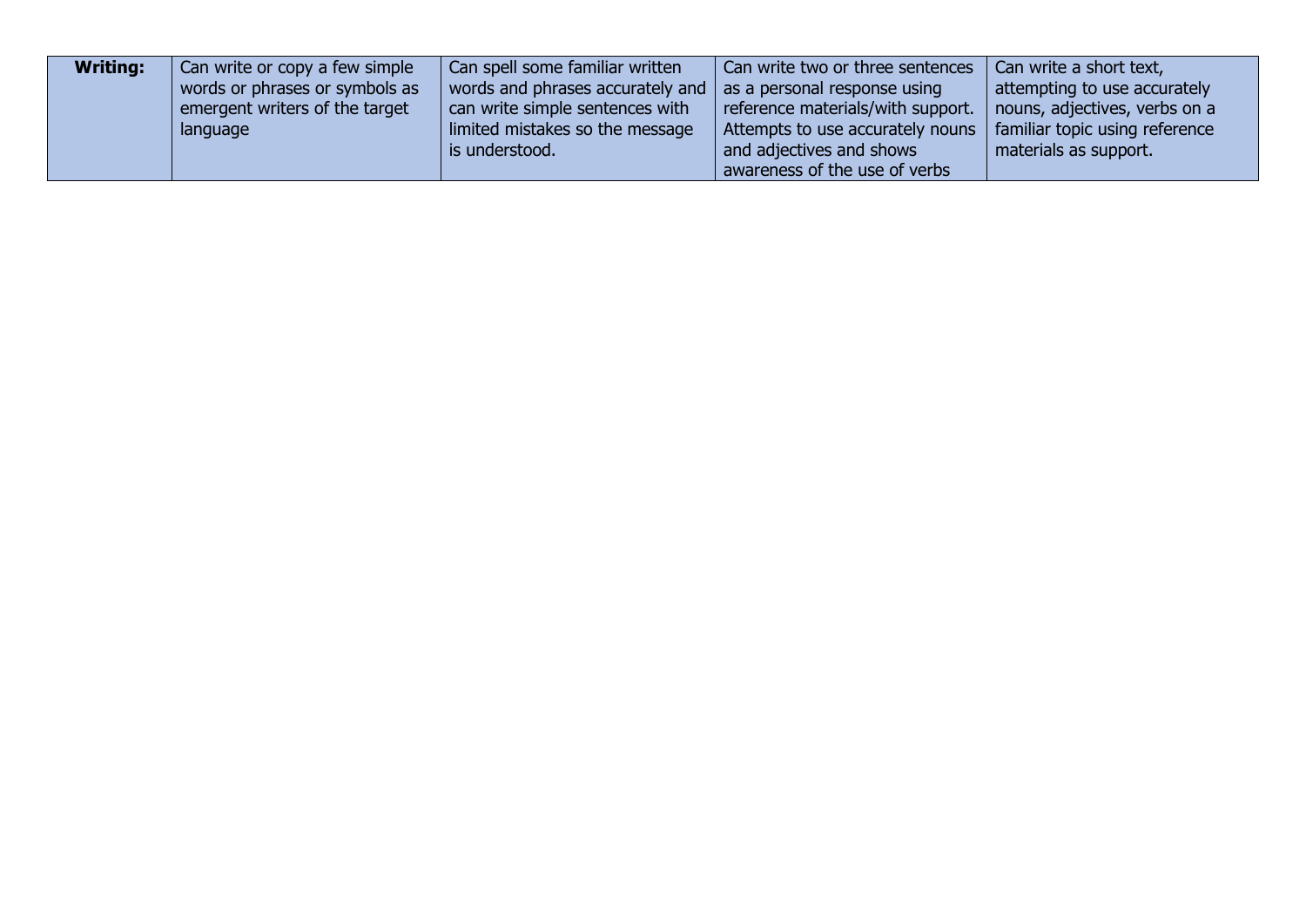| | | | | |
|---|---|---|---|---|
| **Writing:** | Can write or copy a few simple words or phrases or symbols as emergent writers of the target language | Can spell some familiar written words and phrases accurately and can write simple sentences with limited mistakes so the message is understood. | Can write two or three sentences as a personal response using reference materials/with support. Attempts to use accurately nouns and adjectives and shows awareness of the use of verbs | Can write a short text, attempting to use accurately nouns, adjectives, verbs on a familiar topic using reference materials as support. |